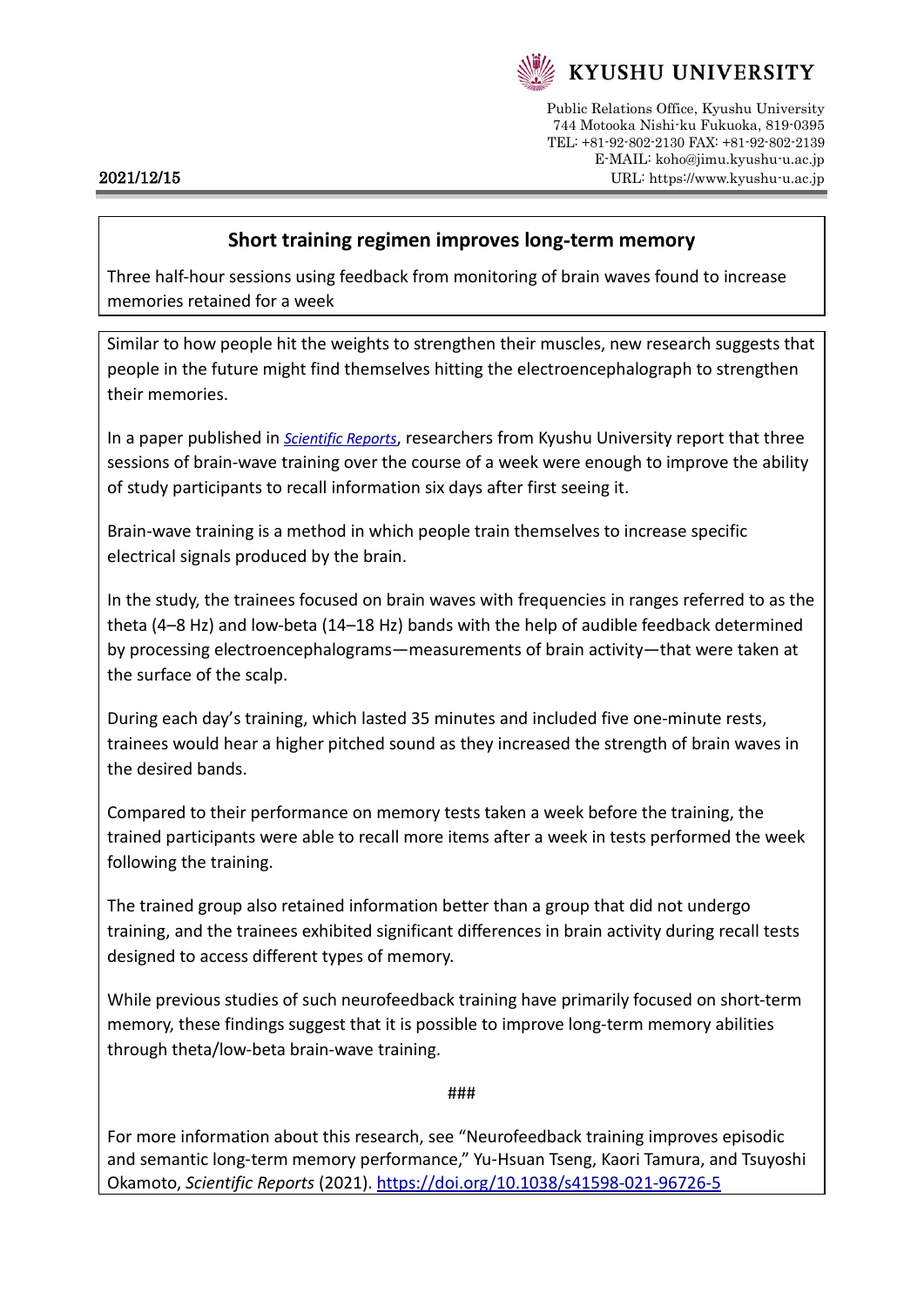KYUSHU UNIVERSITY

Public Relations Office, Kyushu University
744 Motooka Nishi-ku Fukuoka, 819-0395
TEL: +81-92-802-2130 FAX: +81-92-802-2139
E-MAIL: koho@jimu.kyushu-u.ac.jp
URL: https://www.kyushu-u.ac.jp

2021/12/15

## Short training regimen improves long-term memory

Three half-hour sessions using feedback from monitoring of brain waves found to increase memories retained for a week

Similar to how people hit the weights to strengthen their muscles, new research suggests that people in the future might find themselves hitting the electroencephalograph to strengthen their memories.

In a paper published in *Scientific Reports*, researchers from Kyushu University report that three sessions of brain-wave training over the course of a week were enough to improve the ability of study participants to recall information six days after first seeing it.

Brain-wave training is a method in which people train themselves to increase specific electrical signals produced by the brain.

In the study, the trainees focused on brain waves with frequencies in ranges referred to as the theta (4–8 Hz) and low-beta (14–18 Hz) bands with the help of audible feedback determined by processing electroencephalograms—measurements of brain activity—that were taken at the surface of the scalp.

During each day's training, which lasted 35 minutes and included five one-minute rests, trainees would hear a higher pitched sound as they increased the strength of brain waves in the desired bands.

Compared to their performance on memory tests taken a week before the training, the trained participants were able to recall more items after a week in tests performed the week following the training.

The trained group also retained information better than a group that did not undergo training, and the trainees exhibited significant differences in brain activity during recall tests designed to access different types of memory.

While previous studies of such neurofeedback training have primarily focused on short-term memory, these findings suggest that it is possible to improve long-term memory abilities through theta/low-beta brain-wave training.

###

For more information about this research, see "Neurofeedback training improves episodic and semantic long-term memory performance," Yu-Hsuan Tseng, Kaori Tamura, and Tsuyoshi Okamoto, *Scientific Reports* (2021). https://doi.org/10.1038/s41598-021-96726-5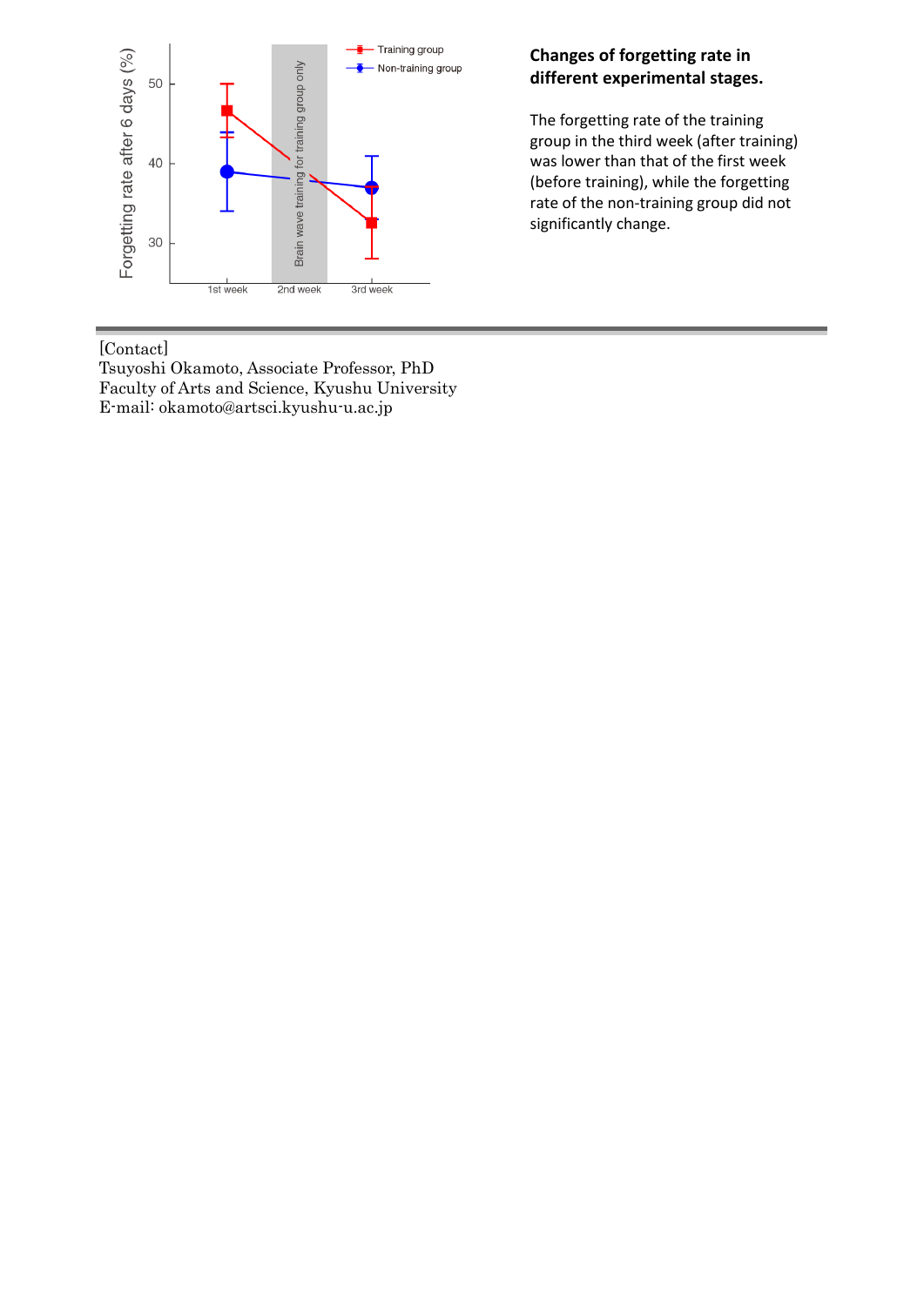Forgetting rate after 6 days (%)

50

40

30

1st week

2nd week

3rd week

Brain wave training for training group only

Training group

Non-training group

**Changes of forgetting rate in different experimental stages.**

The forgetting rate of the training group in the third week (after training) was lower than that of the first week (before training), while the forgetting rate of the non-training group did not significantly change.

[Contact]
Tsuyoshi Okamoto, Associate Professor, PhD
Faculty of Arts and Science, Kyushu University
E-mail: okamoto@artsci.kyushu-u.ac.jp